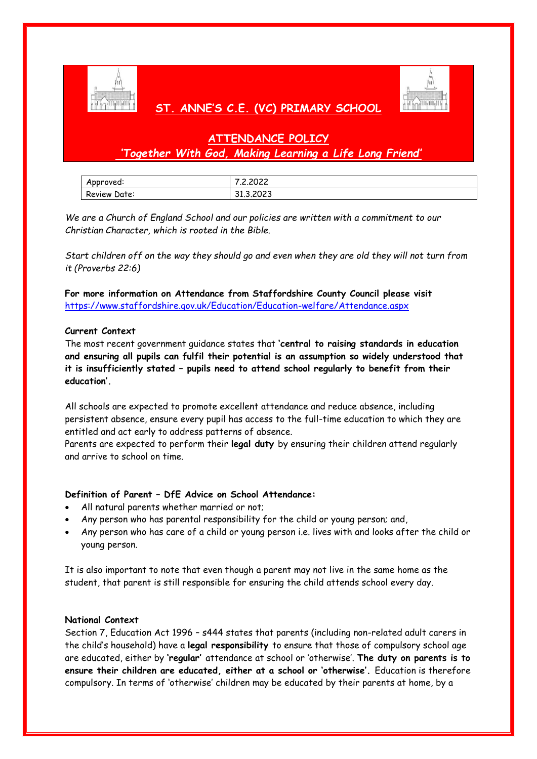# ST. ANNE'S C.E. (VC) PRIMARY SCHOOL

## ATTENDANCE POLICY

***'Together With God, Making Learning a Life Long Friend'***

| Approved: | 7.2.2022 |
|---|---|
| Review Date: | 31.3.2023 |

*We are a Church of England School and our policies are written with a commitment to our Christian Character, which is rooted in the Bible.*

*Start children off on the way they should go and even when they are old they will not turn from it (Proverbs 22:6)*

**For more information on Attendance from Staffordshire County Council please visit** https://www.staffordshire.gov.uk/Education/Education-welfare/Attendance.aspx

**Current Context**

The most recent government guidance states that **'central to raising standards in education and ensuring all pupils can fulfil their potential is an assumption so widely understood that it is insufficiently stated – pupils need to attend school regularly to benefit from their education'.**

All schools are expected to promote excellent attendance and reduce absence, including persistent absence, ensure every pupil has access to the full-time education to which they are entitled and act early to address patterns of absence.
Parents are expected to perform their **legal duty** by ensuring their children attend regularly and arrive to school on time.

**Definition of Parent – DfE Advice on School Attendance:**

- All natural parents whether married or not;
- Any person who has parental responsibility for the child or young person; and,
- Any person who has care of a child or young person i.e. lives with and looks after the child or young person.

It is also important to note that even though a parent may not live in the same home as the student, that parent is still responsible for ensuring the child attends school every day.

**National Context**

Section 7, Education Act 1996 – s444 states that parents (including non-related adult carers in the child's household) have a **legal responsibility** to ensure that those of compulsory school age are educated, either by **'regular'** attendance at school or 'otherwise'. **The duty on parents is to ensure their children are educated, either at a school or 'otherwise'.** Education is therefore compulsory. In terms of 'otherwise' children may be educated by their parents at home, by a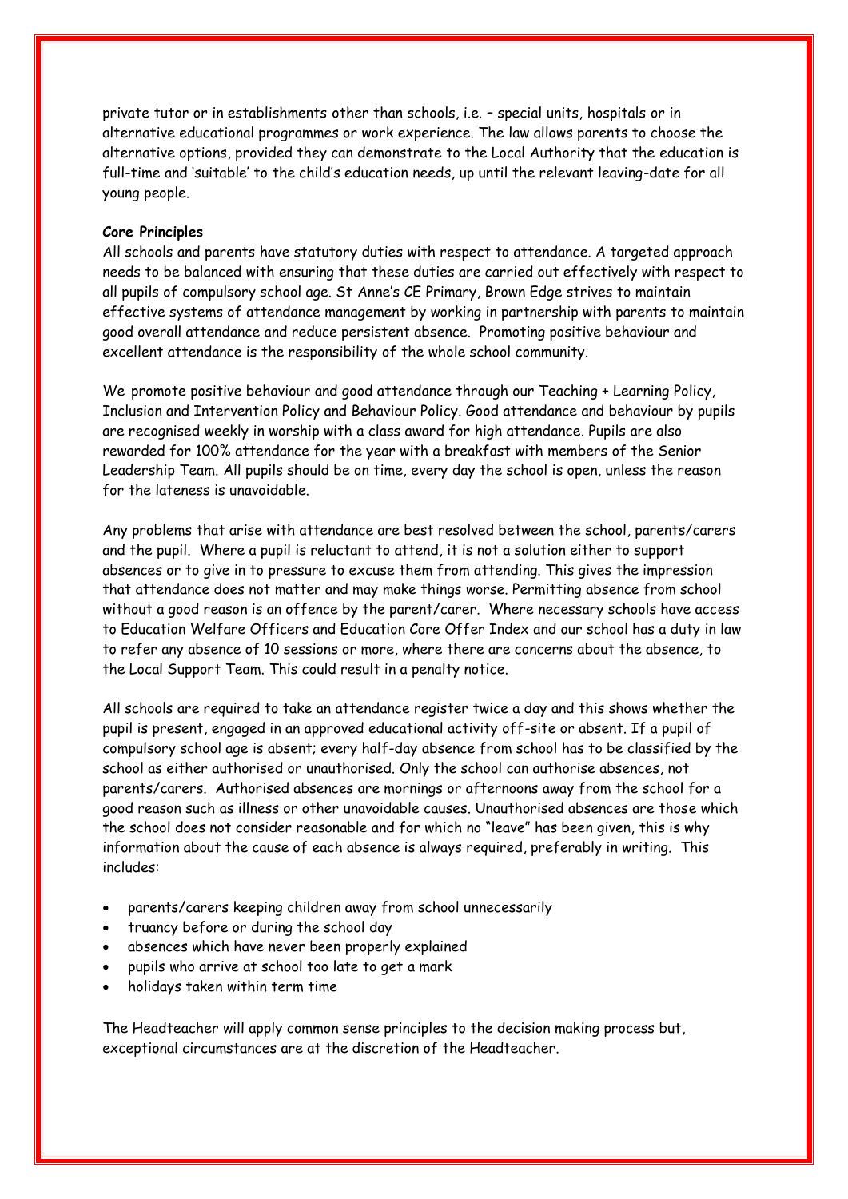private tutor or in establishments other than schools, i.e. – special units, hospitals or in alternative educational programmes or work experience. The law allows parents to choose the alternative options, provided they can demonstrate to the Local Authority that the education is full-time and 'suitable' to the child's education needs, up until the relevant leaving-date for all young people.

**Core Principles**

All schools and parents have statutory duties with respect to attendance. A targeted approach needs to be balanced with ensuring that these duties are carried out effectively with respect to all pupils of compulsory school age. St Anne's CE Primary, Brown Edge strives to maintain effective systems of attendance management by working in partnership with parents to maintain good overall attendance and reduce persistent absence. Promoting positive behaviour and excellent attendance is the responsibility of the whole school community.

We promote positive behaviour and good attendance through our Teaching + Learning Policy, Inclusion and Intervention Policy and Behaviour Policy. Good attendance and behaviour by pupils are recognised weekly in worship with a class award for high attendance. Pupils are also rewarded for 100% attendance for the year with a breakfast with members of the Senior Leadership Team. All pupils should be on time, every day the school is open, unless the reason for the lateness is unavoidable.

Any problems that arise with attendance are best resolved between the school, parents/carers and the pupil. Where a pupil is reluctant to attend, it is not a solution either to support absences or to give in to pressure to excuse them from attending. This gives the impression that attendance does not matter and may make things worse. Permitting absence from school without a good reason is an offence by the parent/carer. Where necessary schools have access to Education Welfare Officers and Education Core Offer Index and our school has a duty in law to refer any absence of 10 sessions or more, where there are concerns about the absence, to the Local Support Team. This could result in a penalty notice.

All schools are required to take an attendance register twice a day and this shows whether the pupil is present, engaged in an approved educational activity off-site or absent. If a pupil of compulsory school age is absent; every half-day absence from school has to be classified by the school as either authorised or unauthorised. Only the school can authorise absences, not parents/carers. Authorised absences are mornings or afternoons away from the school for a good reason such as illness or other unavoidable causes. Unauthorised absences are those which the school does not consider reasonable and for which no "leave" has been given, this is why information about the cause of each absence is always required, preferably in writing. This includes:

- parents/carers keeping children away from school unnecessarily
- truancy before or during the school day
- absences which have never been properly explained
- pupils who arrive at school too late to get a mark
- holidays taken within term time

The Headteacher will apply common sense principles to the decision making process but, exceptional circumstances are at the discretion of the Headteacher.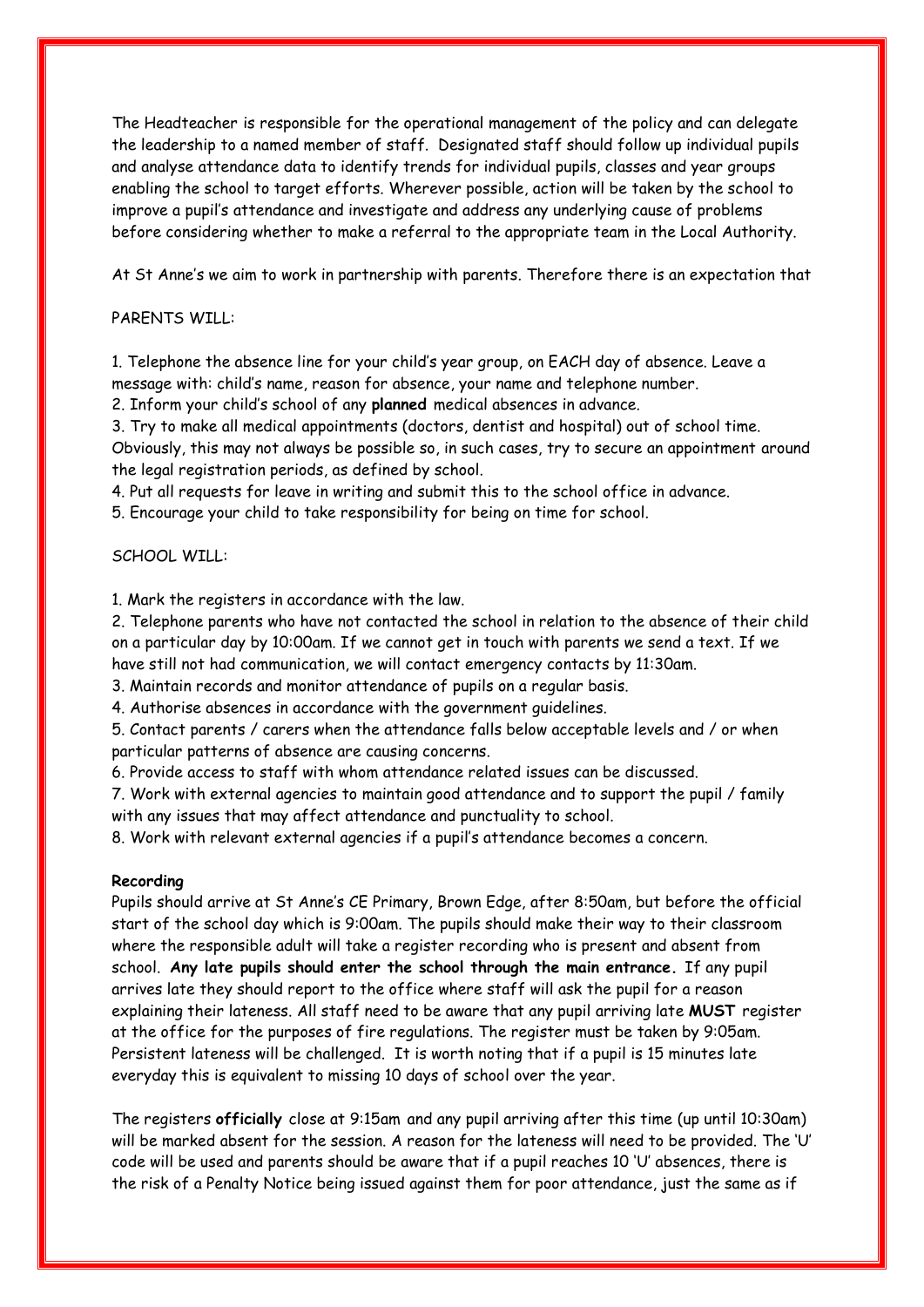The Headteacher is responsible for the operational management of the policy and can delegate the leadership to a named member of staff. Designated staff should follow up individual pupils and analyse attendance data to identify trends for individual pupils, classes and year groups enabling the school to target efforts. Wherever possible, action will be taken by the school to improve a pupil's attendance and investigate and address any underlying cause of problems before considering whether to make a referral to the appropriate team in the Local Authority.

At St Anne's we aim to work in partnership with parents. Therefore there is an expectation that

PARENTS WILL:

1. Telephone the absence line for your child's year group, on EACH day of absence. Leave a message with: child's name, reason for absence, your name and telephone number.
2. Inform your child's school of any **planned** medical absences in advance.
3. Try to make all medical appointments (doctors, dentist and hospital) out of school time. Obviously, this may not always be possible so, in such cases, try to secure an appointment around the legal registration periods, as defined by school.
4. Put all requests for leave in writing and submit this to the school office in advance.
5. Encourage your child to take responsibility for being on time for school.

SCHOOL WILL:

1. Mark the registers in accordance with the law.
2. Telephone parents who have not contacted the school in relation to the absence of their child on a particular day by 10:00am. If we cannot get in touch with parents we send a text. If we have still not had communication, we will contact emergency contacts by 11:30am.
3. Maintain records and monitor attendance of pupils on a regular basis.
4. Authorise absences in accordance with the government guidelines.
5. Contact parents / carers when the attendance falls below acceptable levels and / or when particular patterns of absence are causing concerns.
6. Provide access to staff with whom attendance related issues can be discussed.
7. Work with external agencies to maintain good attendance and to support the pupil / family with any issues that may affect attendance and punctuality to school.
8. Work with relevant external agencies if a pupil's attendance becomes a concern.

**Recording**

Pupils should arrive at St Anne's CE Primary, Brown Edge, after 8:50am, but before the official start of the school day which is 9:00am. The pupils should make their way to their classroom where the responsible adult will take a register recording who is present and absent from school. **Any late pupils should enter the school through the main entrance.** If any pupil arrives late they should report to the office where staff will ask the pupil for a reason explaining their lateness. All staff need to be aware that any pupil arriving late **MUST** register at the office for the purposes of fire regulations. The register must be taken by 9:05am. Persistent lateness will be challenged. It is worth noting that if a pupil is 15 minutes late everyday this is equivalent to missing 10 days of school over the year.

The registers **officially** close at 9:15am and any pupil arriving after this time (up until 10:30am) will be marked absent for the session. A reason for the lateness will need to be provided. The 'U' code will be used and parents should be aware that if a pupil reaches 10 'U' absences, there is the risk of a Penalty Notice being issued against them for poor attendance, just the same as if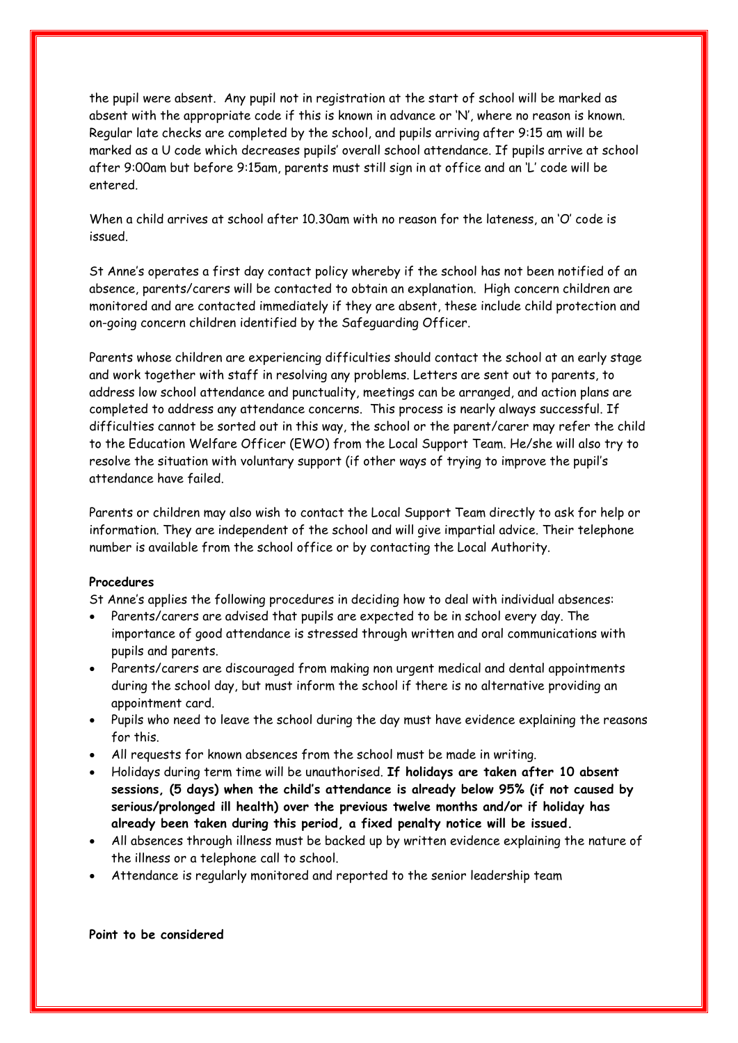the pupil were absent. Any pupil not in registration at the start of school will be marked as absent with the appropriate code if this is known in advance or 'N', where no reason is known. Regular late checks are completed by the school, and pupils arriving after 9:15 am will be marked as a U code which decreases pupils' overall school attendance. If pupils arrive at school after 9:00am but before 9:15am, parents must still sign in at office and an 'L' code will be entered.

When a child arrives at school after 10.30am with no reason for the lateness, an 'O' code is issued.

St Anne's operates a first day contact policy whereby if the school has not been notified of an absence, parents/carers will be contacted to obtain an explanation. High concern children are monitored and are contacted immediately if they are absent, these include child protection and on-going concern children identified by the Safeguarding Officer.

Parents whose children are experiencing difficulties should contact the school at an early stage and work together with staff in resolving any problems. Letters are sent out to parents, to address low school attendance and punctuality, meetings can be arranged, and action plans are completed to address any attendance concerns. This process is nearly always successful. If difficulties cannot be sorted out in this way, the school or the parent/carer may refer the child to the Education Welfare Officer (EWO) from the Local Support Team. He/she will also try to resolve the situation with voluntary support (if other ways of trying to improve the pupil's attendance have failed.

Parents or children may also wish to contact the Local Support Team directly to ask for help or information. They are independent of the school and will give impartial advice. Their telephone number is available from the school office or by contacting the Local Authority.

**Procedures**

St Anne's applies the following procedures in deciding how to deal with individual absences:

- Parents/carers are advised that pupils are expected to be in school every day. The importance of good attendance is stressed through written and oral communications with pupils and parents.
- Parents/carers are discouraged from making non urgent medical and dental appointments during the school day, but must inform the school if there is no alternative providing an appointment card.
- Pupils who need to leave the school during the day must have evidence explaining the reasons for this.
- All requests for known absences from the school must be made in writing.
- Holidays during term time will be unauthorised. **If holidays are taken after 10 absent sessions, (5 days) when the child's attendance is already below 95% (if not caused by serious/prolonged ill health) over the previous twelve months and/or if holiday has already been taken during this period, a fixed penalty notice will be issued.**
- All absences through illness must be backed up by written evidence explaining the nature of the illness or a telephone call to school.
- Attendance is regularly monitored and reported to the senior leadership team

**Point to be considered**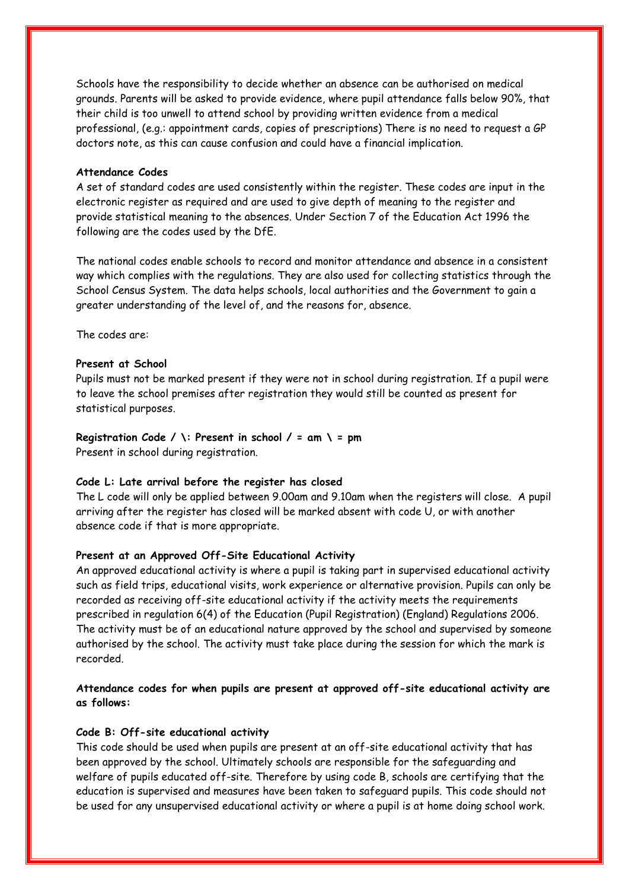Schools have the responsibility to decide whether an absence can be authorised on medical grounds. Parents will be asked to provide evidence, where pupil attendance falls below 90%, that their child is too unwell to attend school by providing written evidence from a medical professional, (e.g.: appointment cards, copies of prescriptions) There is no need to request a GP doctors note, as this can cause confusion and could have a financial implication.

**Attendance Codes**

A set of standard codes are used consistently within the register. These codes are input in the electronic register as required and are used to give depth of meaning to the register and provide statistical meaning to the absences. Under Section 7 of the Education Act 1996 the following are the codes used by the DfE.

The national codes enable schools to record and monitor attendance and absence in a consistent way which complies with the regulations. They are also used for collecting statistics through the School Census System. The data helps schools, local authorities and the Government to gain a greater understanding of the level of, and the reasons for, absence.

The codes are:

**Present at School**

Pupils must not be marked present if they were not in school during registration. If a pupil were to leave the school premises after registration they would still be counted as present for statistical purposes.

**Registration Code / \: Present in school / = am \ = pm**

Present in school during registration.

**Code L: Late arrival before the register has closed**

The L code will only be applied between 9.00am and 9.10am when the registers will close. A pupil arriving after the register has closed will be marked absent with code U, or with another absence code if that is more appropriate.

**Present at an Approved Off-Site Educational Activity**

An approved educational activity is where a pupil is taking part in supervised educational activity such as field trips, educational visits, work experience or alternative provision. Pupils can only be recorded as receiving off-site educational activity if the activity meets the requirements prescribed in regulation 6(4) of the Education (Pupil Registration) (England) Regulations 2006. The activity must be of an educational nature approved by the school and supervised by someone authorised by the school. The activity must take place during the session for which the mark is recorded.

**Attendance codes for when pupils are present at approved off-site educational activity are as follows:**

**Code B: Off-site educational activity**

This code should be used when pupils are present at an off-site educational activity that has been approved by the school. Ultimately schools are responsible for the safeguarding and welfare of pupils educated off-site. Therefore by using code B, schools are certifying that the education is supervised and measures have been taken to safeguard pupils. This code should not be used for any unsupervised educational activity or where a pupil is at home doing school work.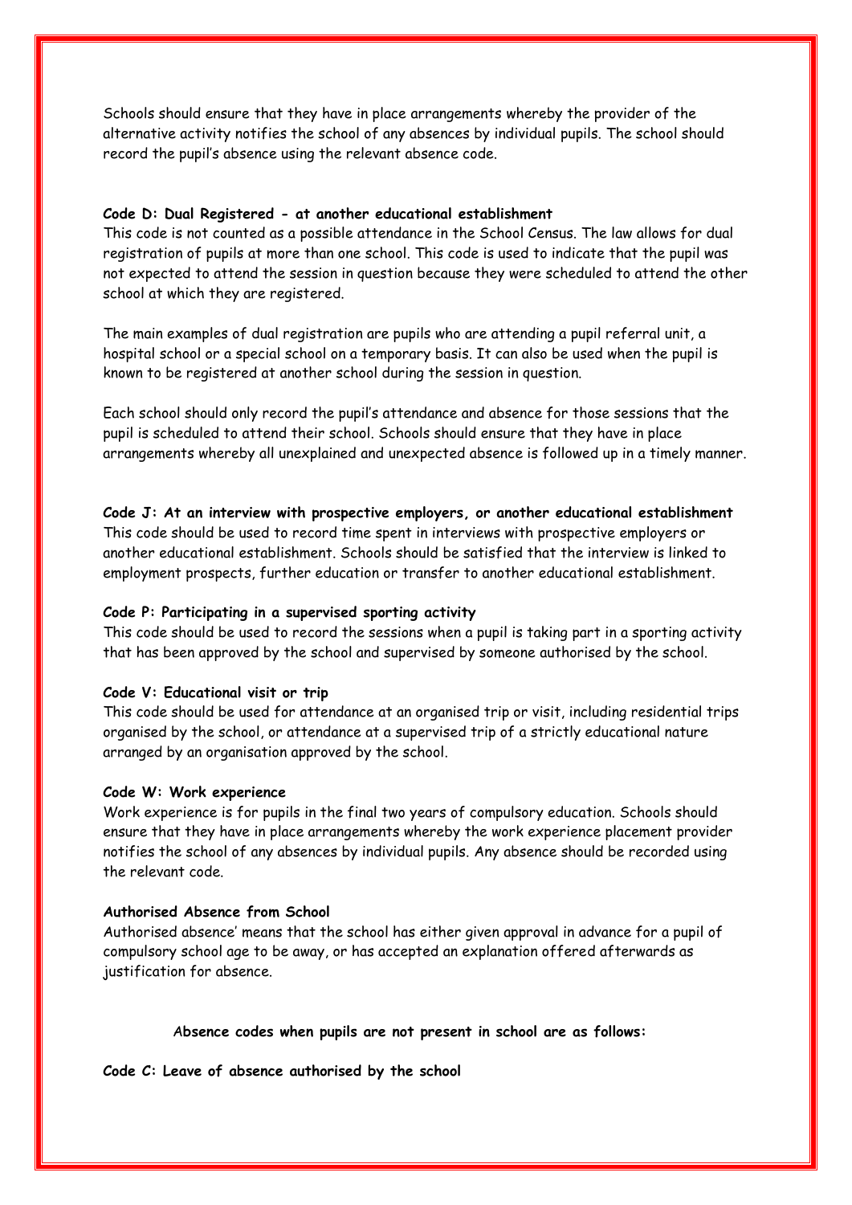Schools should ensure that they have in place arrangements whereby the provider of the alternative activity notifies the school of any absences by individual pupils. The school should record the pupil's absence using the relevant absence code.

**Code D: Dual Registered - at another educational establishment**

This code is not counted as a possible attendance in the School Census. The law allows for dual registration of pupils at more than one school. This code is used to indicate that the pupil was not expected to attend the session in question because they were scheduled to attend the other school at which they are registered.

The main examples of dual registration are pupils who are attending a pupil referral unit, a hospital school or a special school on a temporary basis. It can also be used when the pupil is known to be registered at another school during the session in question.

Each school should only record the pupil's attendance and absence for those sessions that the pupil is scheduled to attend their school. Schools should ensure that they have in place arrangements whereby all unexplained and unexpected absence is followed up in a timely manner.

**Code J: At an interview with prospective employers, or another educational establishment**

This code should be used to record time spent in interviews with prospective employers or another educational establishment. Schools should be satisfied that the interview is linked to employment prospects, further education or transfer to another educational establishment.

**Code P: Participating in a supervised sporting activity**

This code should be used to record the sessions when a pupil is taking part in a sporting activity that has been approved by the school and supervised by someone authorised by the school.

**Code V: Educational visit or trip**

This code should be used for attendance at an organised trip or visit, including residential trips organised by the school, or attendance at a supervised trip of a strictly educational nature arranged by an organisation approved by the school.

**Code W: Work experience**

Work experience is for pupils in the final two years of compulsory education. Schools should ensure that they have in place arrangements whereby the work experience placement provider notifies the school of any absences by individual pupils. Any absence should be recorded using the relevant code.

**Authorised Absence from School**

Authorised absence' means that the school has either given approval in advance for a pupil of compulsory school age to be away, or has accepted an explanation offered afterwards as justification for absence.

**Absence codes when pupils are not present in school are as follows:**

**Code C: Leave of absence authorised by the school**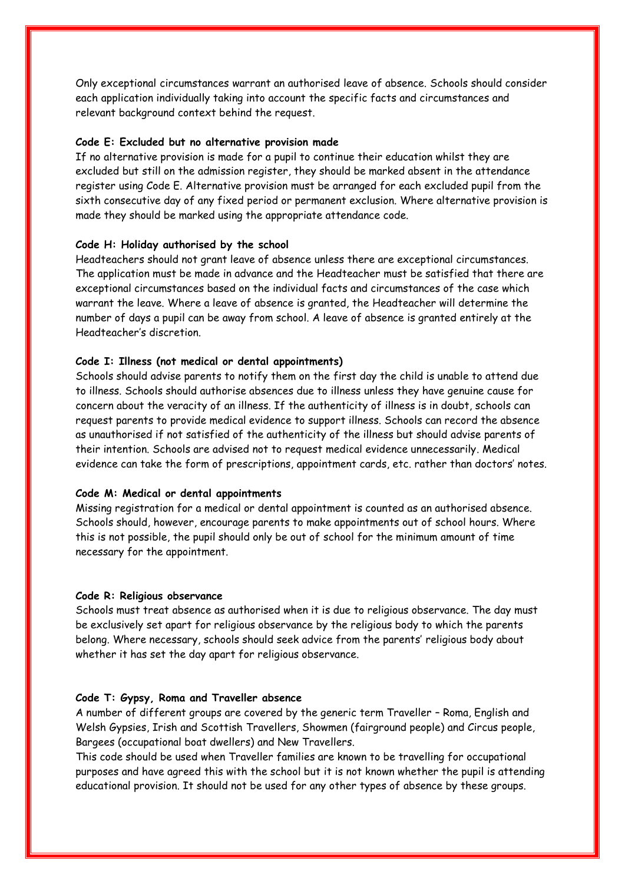Only exceptional circumstances warrant an authorised leave of absence. Schools should consider each application individually taking into account the specific facts and circumstances and relevant background context behind the request.

**Code E: Excluded but no alternative provision made**

If no alternative provision is made for a pupil to continue their education whilst they are excluded but still on the admission register, they should be marked absent in the attendance register using Code E. Alternative provision must be arranged for each excluded pupil from the sixth consecutive day of any fixed period or permanent exclusion. Where alternative provision is made they should be marked using the appropriate attendance code.

**Code H: Holiday authorised by the school**

Headteachers should not grant leave of absence unless there are exceptional circumstances. The application must be made in advance and the Headteacher must be satisfied that there are exceptional circumstances based on the individual facts and circumstances of the case which warrant the leave. Where a leave of absence is granted, the Headteacher will determine the number of days a pupil can be away from school. A leave of absence is granted entirely at the Headteacher's discretion.

**Code I: Illness (not medical or dental appointments)**

Schools should advise parents to notify them on the first day the child is unable to attend due to illness. Schools should authorise absences due to illness unless they have genuine cause for concern about the veracity of an illness. If the authenticity of illness is in doubt, schools can request parents to provide medical evidence to support illness. Schools can record the absence as unauthorised if not satisfied of the authenticity of the illness but should advise parents of their intention. Schools are advised not to request medical evidence unnecessarily. Medical evidence can take the form of prescriptions, appointment cards, etc. rather than doctors' notes.

**Code M: Medical or dental appointments**

Missing registration for a medical or dental appointment is counted as an authorised absence. Schools should, however, encourage parents to make appointments out of school hours. Where this is not possible, the pupil should only be out of school for the minimum amount of time necessary for the appointment.

**Code R: Religious observance**

Schools must treat absence as authorised when it is due to religious observance. The day must be exclusively set apart for religious observance by the religious body to which the parents belong. Where necessary, schools should seek advice from the parents' religious body about whether it has set the day apart for religious observance.

**Code T: Gypsy, Roma and Traveller absence**

A number of different groups are covered by the generic term Traveller – Roma, English and Welsh Gypsies, Irish and Scottish Travellers, Showmen (fairground people) and Circus people, Bargees (occupational boat dwellers) and New Travellers.

This code should be used when Traveller families are known to be travelling for occupational purposes and have agreed this with the school but it is not known whether the pupil is attending educational provision. It should not be used for any other types of absence by these groups.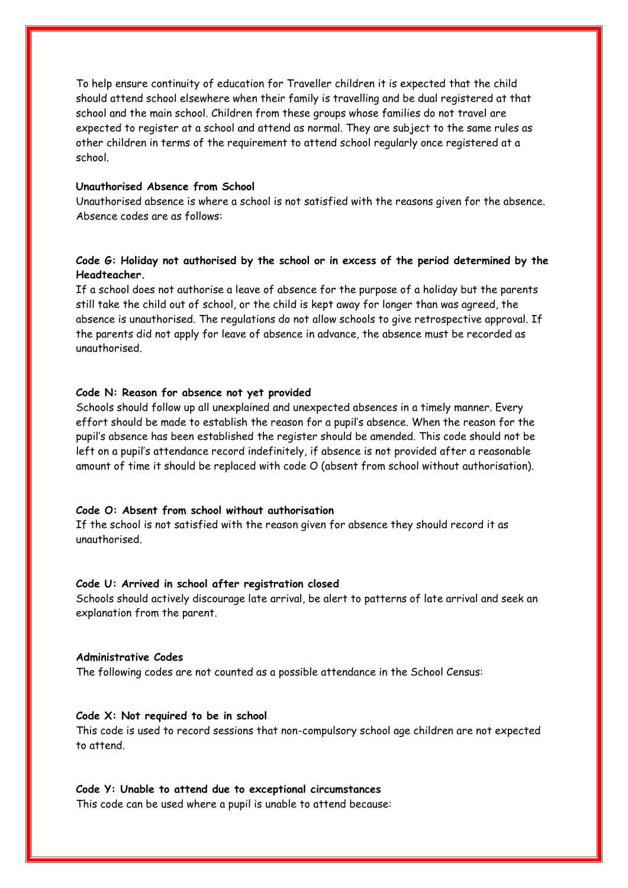To help ensure continuity of education for Traveller children it is expected that the child should attend school elsewhere when their family is travelling and be dual registered at that school and the main school. Children from these groups whose families do not travel are expected to register at a school and attend as normal. They are subject to the same rules as other children in terms of the requirement to attend school regularly once registered at a school.

**Unauthorised Absence from School**

Unauthorised absence is where a school is not satisfied with the reasons given for the absence. Absence codes are as follows:

**Code G: Holiday not authorised by the school or in excess of the period determined by the Headteacher.**

If a school does not authorise a leave of absence for the purpose of a holiday but the parents still take the child out of school, or the child is kept away for longer than was agreed, the absence is unauthorised. The regulations do not allow schools to give retrospective approval. If the parents did not apply for leave of absence in advance, the absence must be recorded as unauthorised.

**Code N: Reason for absence not yet provided**

Schools should follow up all unexplained and unexpected absences in a timely manner. Every effort should be made to establish the reason for a pupil's absence. When the reason for the pupil's absence has been established the register should be amended. This code should not be left on a pupil's attendance record indefinitely, if absence is not provided after a reasonable amount of time it should be replaced with code O (absent from school without authorisation).

**Code O: Absent from school without authorisation**

If the school is not satisfied with the reason given for absence they should record it as unauthorised.

**Code U: Arrived in school after registration closed**

Schools should actively discourage late arrival, be alert to patterns of late arrival and seek an explanation from the parent.

**Administrative Codes**

The following codes are not counted as a possible attendance in the School Census:

**Code X: Not required to be in school**

This code is used to record sessions that non-compulsory school age children are not expected to attend.

**Code Y: Unable to attend due to exceptional circumstances**

This code can be used where a pupil is unable to attend because: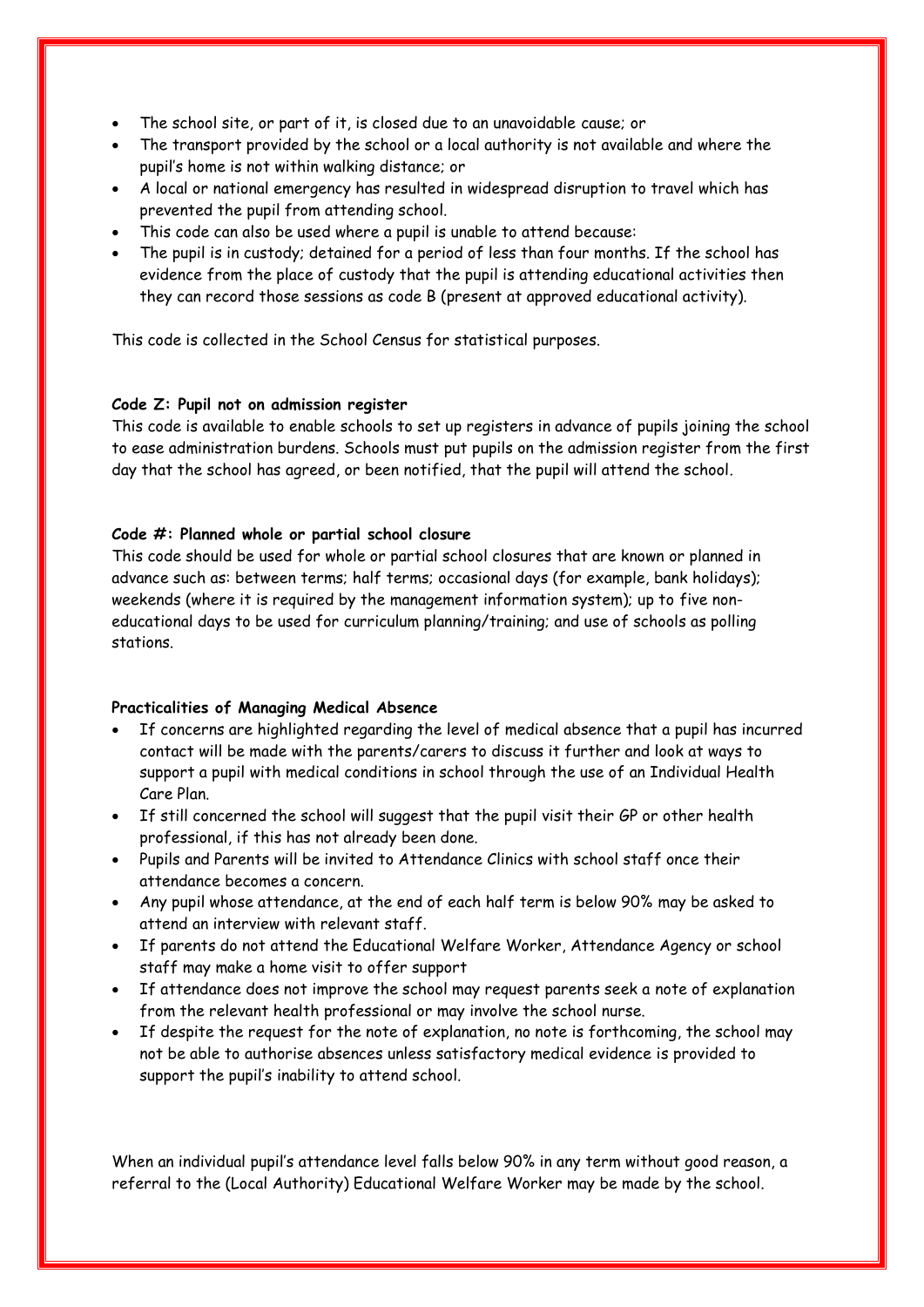- The school site, or part of it, is closed due to an unavoidable cause; or
- The transport provided by the school or a local authority is not available and where the pupil's home is not within walking distance; or
- A local or national emergency has resulted in widespread disruption to travel which has prevented the pupil from attending school.
- This code can also be used where a pupil is unable to attend because:
- The pupil is in custody; detained for a period of less than four months. If the school has evidence from the place of custody that the pupil is attending educational activities then they can record those sessions as code B (present at approved educational activity).

This code is collected in the School Census for statistical purposes.

**Code Z: Pupil not on admission register**

This code is available to enable schools to set up registers in advance of pupils joining the school to ease administration burdens. Schools must put pupils on the admission register from the first day that the school has agreed, or been notified, that the pupil will attend the school.

**Code #: Planned whole or partial school closure**

This code should be used for whole or partial school closures that are known or planned in advance such as: between terms; half terms; occasional days (for example, bank holidays); weekends (where it is required by the management information system); up to five non-educational days to be used for curriculum planning/training; and use of schools as polling stations.

**Practicalities of Managing Medical Absence**

- If concerns are highlighted regarding the level of medical absence that a pupil has incurred contact will be made with the parents/carers to discuss it further and look at ways to support a pupil with medical conditions in school through the use of an Individual Health Care Plan.
- If still concerned the school will suggest that the pupil visit their GP or other health professional, if this has not already been done.
- Pupils and Parents will be invited to Attendance Clinics with school staff once their attendance becomes a concern.
- Any pupil whose attendance, at the end of each half term is below 90% may be asked to attend an interview with relevant staff.
- If parents do not attend the Educational Welfare Worker, Attendance Agency or school staff may make a home visit to offer support
- If attendance does not improve the school may request parents seek a note of explanation from the relevant health professional or may involve the school nurse.
- If despite the request for the note of explanation, no note is forthcoming, the school may not be able to authorise absences unless satisfactory medical evidence is provided to support the pupil's inability to attend school.

When an individual pupil's attendance level falls below 90% in any term without good reason, a referral to the (Local Authority) Educational Welfare Worker may be made by the school.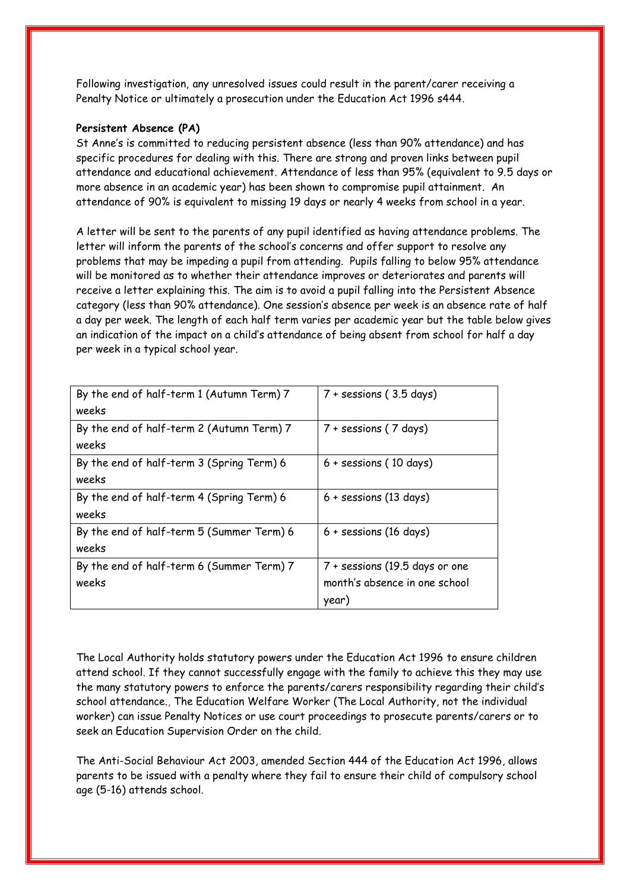Following investigation, any unresolved issues could result in the parent/carer receiving a Penalty Notice or ultimately a prosecution under the Education Act 1996 s444.

**Persistent Absence (PA)**

St Anne's is committed to reducing persistent absence (less than 90% attendance) and has specific procedures for dealing with this. There are strong and proven links between pupil attendance and educational achievement. Attendance of less than 95% (equivalent to 9.5 days or more absence in an academic year) has been shown to compromise pupil attainment. An attendance of 90% is equivalent to missing 19 days or nearly 4 weeks from school in a year.

A letter will be sent to the parents of any pupil identified as having attendance problems. The letter will inform the parents of the school's concerns and offer support to resolve any problems that may be impeding a pupil from attending. Pupils falling to below 95% attendance will be monitored as to whether their attendance improves or deteriorates and parents will receive a letter explaining this. The aim is to avoid a pupil falling into the Persistent Absence category (less than 90% attendance). One session's absence per week is an absence rate of half a day per week. The length of each half term varies per academic year but the table below gives an indication of the impact on a child's attendance of being absent from school for half a day per week in a typical school year.

| | |
|---|---|
| By the end of half-term 1 (Autumn Term) 7 weeks | 7 + sessions ( 3.5 days) |
| By the end of half-term 2 (Autumn Term) 7 weeks | 7 + sessions ( 7 days) |
| By the end of half-term 3 (Spring Term) 6 weeks | 6 + sessions ( 10 days) |
| By the end of half-term 4 (Spring Term) 6 weeks | 6 + sessions (13 days) |
| By the end of half-term 5 (Summer Term) 6 weeks | 6 + sessions (16 days) |
| By the end of half-term 6 (Summer Term) 7 weeks | 7 + sessions (19.5 days or one month's absence in one school year) |

The Local Authority holds statutory powers under the Education Act 1996 to ensure children attend school. If they cannot successfully engage with the family to achieve this they may use the many statutory powers to enforce the parents/carers responsibility regarding their child's school attendance., The Education Welfare Worker (The Local Authority, not the individual worker) can issue Penalty Notices or use court proceedings to prosecute parents/carers or to seek an Education Supervision Order on the child.

The Anti-Social Behaviour Act 2003, amended Section 444 of the Education Act 1996, allows parents to be issued with a penalty where they fail to ensure their child of compulsory school age (5-16) attends school.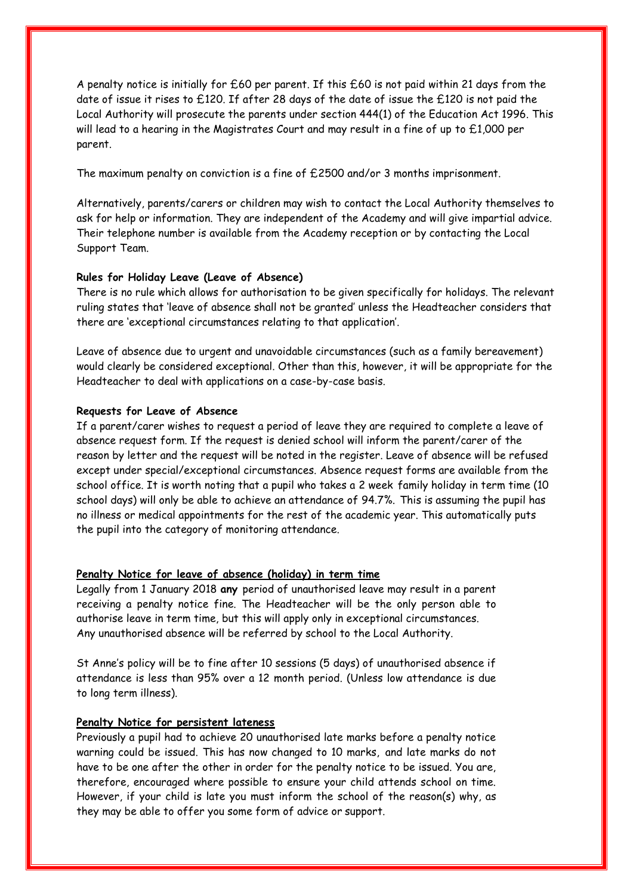A penalty notice is initially for £60 per parent. If this £60 is not paid within 21 days from the date of issue it rises to £120. If after 28 days of the date of issue the £120 is not paid the Local Authority will prosecute the parents under section 444(1) of the Education Act 1996. This will lead to a hearing in the Magistrates Court and may result in a fine of up to £1,000 per parent.

The maximum penalty on conviction is a fine of £2500 and/or 3 months imprisonment.

Alternatively, parents/carers or children may wish to contact the Local Authority themselves to ask for help or information. They are independent of the Academy and will give impartial advice. Their telephone number is available from the Academy reception or by contacting the Local Support Team.

**Rules for Holiday Leave (Leave of Absence)**

There is no rule which allows for authorisation to be given specifically for holidays. The relevant ruling states that 'leave of absence shall not be granted' unless the Headteacher considers that there are 'exceptional circumstances relating to that application'.

Leave of absence due to urgent and unavoidable circumstances (such as a family bereavement) would clearly be considered exceptional. Other than this, however, it will be appropriate for the Headteacher to deal with applications on a case-by-case basis.

**Requests for Leave of Absence**

If a parent/carer wishes to request a period of leave they are required to complete a leave of absence request form. If the request is denied school will inform the parent/carer of the reason by letter and the request will be noted in the register. Leave of absence will be refused except under special/exceptional circumstances. Absence request forms are available from the school office. It is worth noting that a pupil who takes a 2 week family holiday in term time (10 school days) will only be able to achieve an attendance of 94.7%. This is assuming the pupil has no illness or medical appointments for the rest of the academic year. This automatically puts the pupil into the category of monitoring attendance.

**Penalty Notice for leave of absence (holiday) in term time**

Legally from 1 January 2018 **any** period of unauthorised leave may result in a parent receiving a penalty notice fine. The Headteacher will be the only person able to authorise leave in term time, but this will apply only in exceptional circumstances. Any unauthorised absence will be referred by school to the Local Authority.

St Anne's policy will be to fine after 10 sessions (5 days) of unauthorised absence if attendance is less than 95% over a 12 month period. (Unless low attendance is due to long term illness).

**Penalty Notice for persistent lateness**

Previously a pupil had to achieve 20 unauthorised late marks before a penalty notice warning could be issued. This has now changed to 10 marks, and late marks do not have to be one after the other in order for the penalty notice to be issued. You are, therefore, encouraged where possible to ensure your child attends school on time. However, if your child is late you must inform the school of the reason(s) why, as they may be able to offer you some form of advice or support.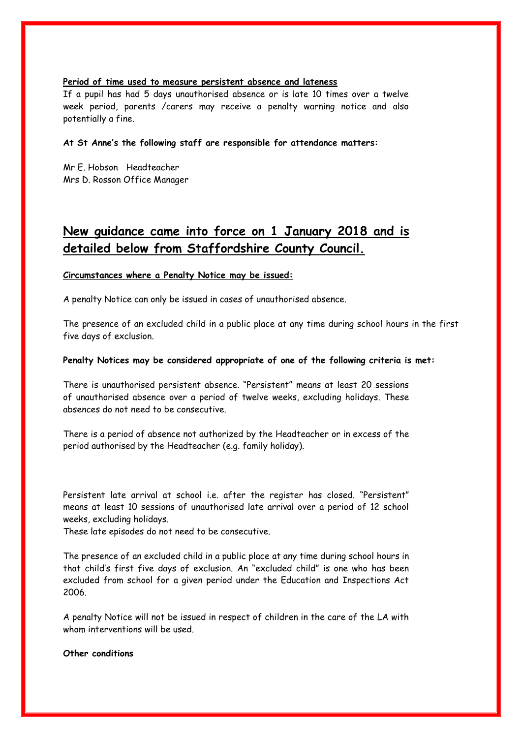**Period of time used to measure persistent absence and lateness**

If a pupil has had 5 days unauthorised absence or is late 10 times over a twelve week period, parents /carers may receive a penalty warning notice and also potentially a fine.

**At St Anne's the following staff are responsible for attendance matters:**

Mr E. Hobson Headteacher
Mrs D. Rosson Office Manager

## New guidance came into force on 1 January 2018 and is detailed below from Staffordshire County Council.

**Circumstances where a Penalty Notice may be issued:**

A penalty Notice can only be issued in cases of unauthorised absence.

The presence of an excluded child in a public place at any time during school hours in the first five days of exclusion.

**Penalty Notices may be considered appropriate of one of the following criteria is met:**

There is unauthorised persistent absence. "Persistent" means at least 20 sessions of unauthorised absence over a period of twelve weeks, excluding holidays. These absences do not need to be consecutive.

There is a period of absence not authorized by the Headteacher or in excess of the period authorised by the Headteacher (e.g. family holiday).

Persistent late arrival at school i.e. after the register has closed. "Persistent" means at least 10 sessions of unauthorised late arrival over a period of 12 school weeks, excluding holidays.
These late episodes do not need to be consecutive.

The presence of an excluded child in a public place at any time during school hours in that child's first five days of exclusion. An "excluded child" is one who has been excluded from school for a given period under the Education and Inspections Act 2006.

A penalty Notice will not be issued in respect of children in the care of the LA with whom interventions will be used.

**Other conditions**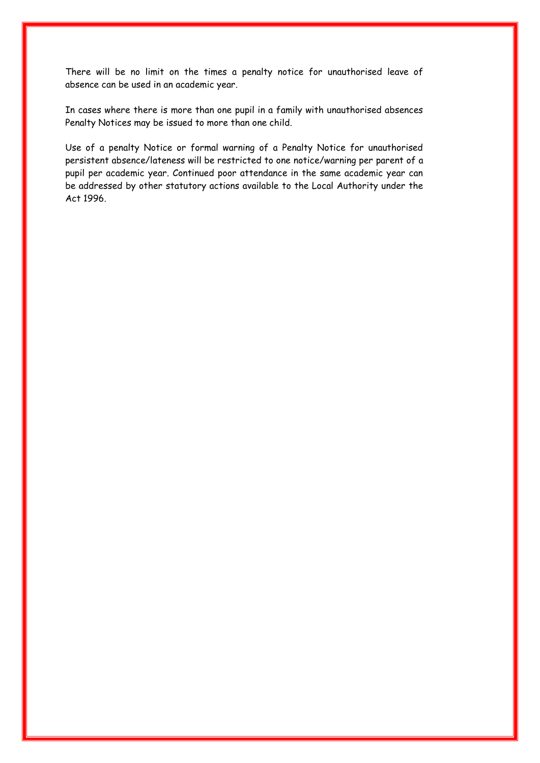There will be no limit on the times a penalty notice for unauthorised leave of absence can be used in an academic year.

In cases where there is more than one pupil in a family with unauthorised absences Penalty Notices may be issued to more than one child.

Use of a penalty Notice or formal warning of a Penalty Notice for unauthorised persistent absence/lateness will be restricted to one notice/warning per parent of a pupil per academic year. Continued poor attendance in the same academic year can be addressed by other statutory actions available to the Local Authority under the Act 1996.